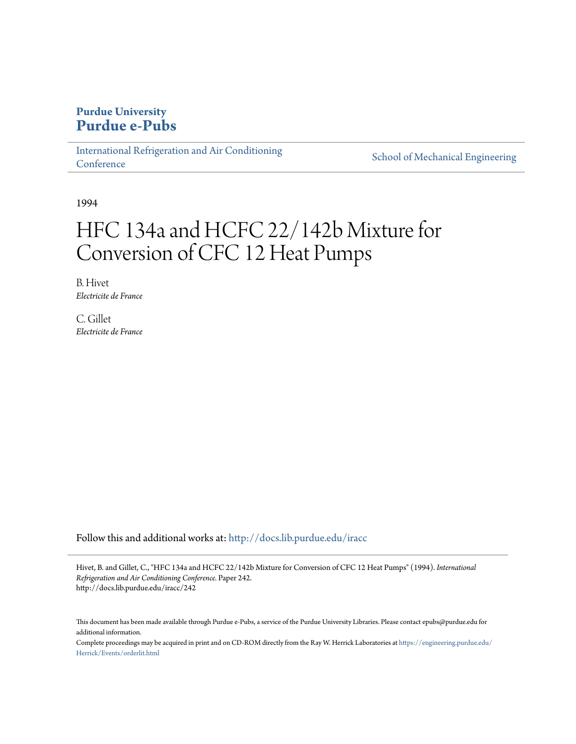**Purdue University**
**Purdue e-Pubs**

International Refrigeration and Air Conditioning Conference | School of Mechanical Engineering

1994

# HFC 134a and HCFC 22/142b Mixture for Conversion of CFC 12 Heat Pumps

B. Hivet
*Electricite de France*

C. Gillet
*Electricite de France*

Follow this and additional works at: http://docs.lib.purdue.edu/iracc

Hivet, B. and Gillet, C., "HFC 134a and HCFC 22/142b Mixture for Conversion of CFC 12 Heat Pumps" (1994). *International Refrigeration and Air Conditioning Conference.* Paper 242.
http://docs.lib.purdue.edu/iracc/242

This document has been made available through Purdue e-Pubs, a service of the Purdue University Libraries. Please contact epubs@purdue.edu for additional information.

Complete proceedings may be acquired in print and on CD-ROM directly from the Ray W. Herrick Laboratories at https://engineering.purdue.edu/Herrick/Events/orderlit.html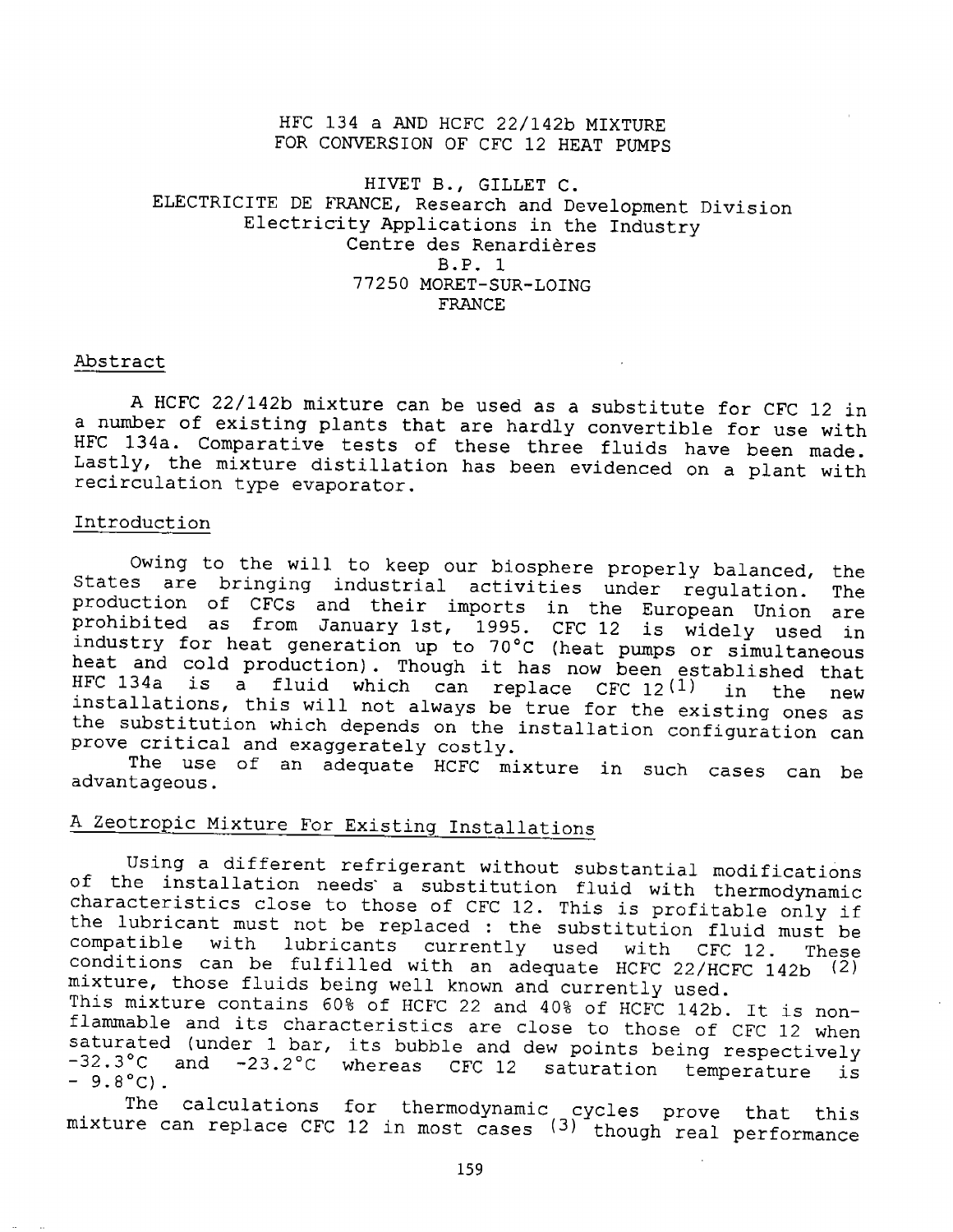# HFC 134 a AND HCFC 22/142b MIXTURE FOR CONVERSION OF CFC 12 HEAT PUMPS

HIVET B., GILLET C.
ELECTRICITE DE FRANCE, Research and Development Division
Electricity Applications in the Industry
Centre des Renardières
B.P. 1
77250 MORET-SUR-LOING
FRANCE

## Abstract

A HCFC 22/142b mixture can be used as a substitute for CFC 12 in a number of existing plants that are hardly convertible for use with HFC 134a. Comparative tests of these three fluids have been made. Lastly, the mixture distillation has been evidenced on a plant with recirculation type evaporator.

## Introduction

Owing to the will to keep our biosphere properly balanced, the States are bringing industrial activities under regulation. The production of CFCs and their imports in the European Union are prohibited as from January 1st, 1995. CFC 12 is widely used in industry for heat generation up to 70°C (heat pumps or simultaneous heat and cold production). Though it has now been established that HFC 134a is a fluid which can replace CFC 12[1] in the new installations, this will not always be true for the existing ones as the substitution which depends on the installation configuration can prove critical and exaggeratedly costly.

The use of an adequate HCFC mixture in such cases can be advantageous.

## A Zeotropic Mixture For Existing Installations

Using a different refrigerant without substantial modifications of the installation needs a substitution fluid with thermodynamic characteristics close to those of CFC 12. This is profitable only if the lubricant must not be replaced : the substitution fluid must be compatible with lubricants currently used with CFC 12. These conditions can be fulfilled with an adequate HCFC 22/HCFC 142b [2] mixture, those fluids being well known and currently used.

This mixture contains 60% of HCFC 22 and 40% of HCFC 142b. It is non-flammable and its characteristics are close to those of CFC 12 when saturated (under 1 bar, its bubble and dew points being respectively -32.3°C and -23.2°C whereas CFC 12 saturation temperature is - 9.8°C).

The calculations for thermodynamic cycles prove that this mixture can replace CFC 12 in most cases [3] though real performance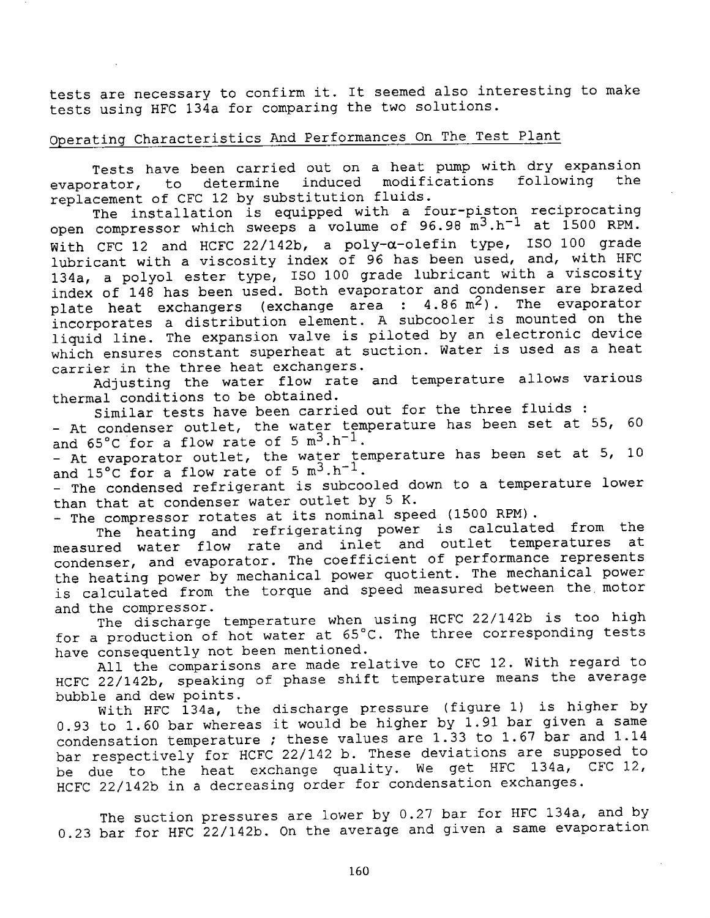tests are necessary to confirm it. It seemed also interesting to make tests using HFC 134a for comparing the two solutions.

## Operating Characteristics And Performances On The Test Plant

Tests have been carried out on a heat pump with dry expansion evaporator, to determine induced modifications following the replacement of CFC 12 by substitution fluids.

The installation is equipped with a four-piston reciprocating open compressor which sweeps a volume of 96.98 $m^3.h^{-1}$ at 1500 RPM. With CFC 12 and HCFC 22/142b, a poly-α-olefin type, ISO 100 grade lubricant with a viscosity index of 96 has been used, and, with HFC 134a, a polyol ester type, ISO 100 grade lubricant with a viscosity index of 148 has been used. Both evaporator and condenser are brazed plate heat exchangers (exchange area : 4.86 $m^2$). The evaporator incorporates a distribution element. A subcooler is mounted on the liquid line. The expansion valve is piloted by an electronic device which ensures constant superheat at suction. Water is used as a heat carrier in the three heat exchangers.

Adjusting the water flow rate and temperature allows various thermal conditions to be obtained.

Similar tests have been carried out for the three fluids :

- At condenser outlet, the water temperature has been set at 55, 60 and 65°C for a flow rate of 5 $m^3.h^{-1}$.
- At evaporator outlet, the water temperature has been set at 5, 10 and 15°C for a flow rate of 5 $m^3.h^{-1}$.
- The condensed refrigerant is subcooled down to a temperature lower than that at condenser water outlet by 5 K.
- The compressor rotates at its nominal speed (1500 RPM).

The heating and refrigerating power is calculated from the measured water flow rate and inlet and outlet temperatures at condenser, and evaporator. The coefficient of performance represents the heating power by mechanical power quotient. The mechanical power is calculated from the torque and speed measured between the motor and the compressor.

The discharge temperature when using HCFC 22/142b is too high for a production of hot water at 65°C. The three corresponding tests have consequently not been mentioned.

All the comparisons are made relative to CFC 12. With regard to HCFC 22/142b, speaking of phase shift temperature means the average bubble and dew points.

With HFC 134a, the discharge pressure (figure 1) is higher by 0.93 to 1.60 bar whereas it would be higher by 1.91 bar given a same condensation temperature ; these values are 1.33 to 1.67 bar and 1.14 bar respectively for HCFC 22/142 b. These deviations are supposed to be due to the heat exchange quality. We get HFC 134a, CFC 12, HCFC 22/142b in a decreasing order for condensation exchanges.

The suction pressures are lower by 0.27 bar for HFC 134a, and by 0.23 bar for HFC 22/142b. On the average and given a same evaporation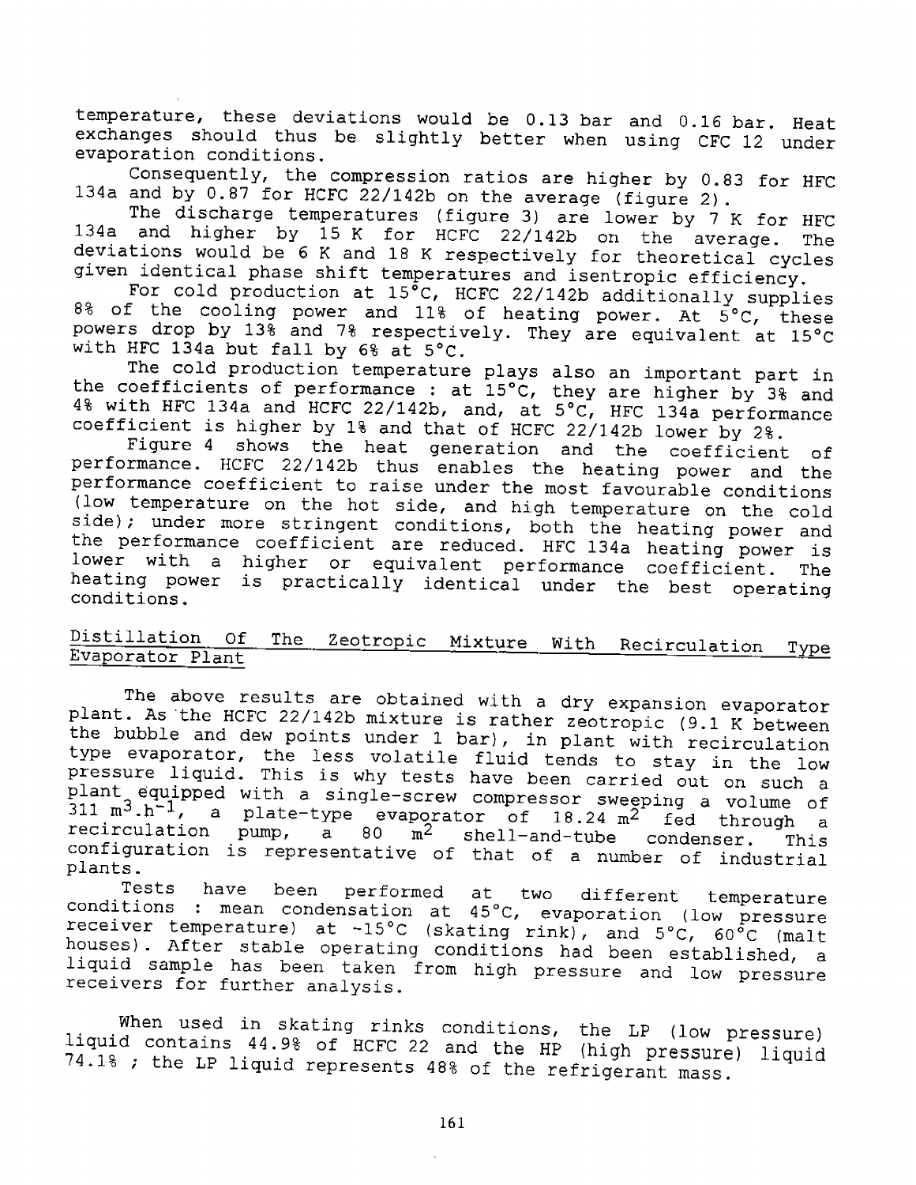temperature, these deviations would be 0.13 bar and 0.16 bar. Heat exchanges should thus be slightly better when using CFC 12 under evaporation conditions.

Consequently, the compression ratios are higher by 0.83 for HFC 134a and by 0.87 for HCFC 22/142b on the average (figure 2).

The discharge temperatures (figure 3) are lower by 7 K for HFC 134a and higher by 15 K for HCFC 22/142b on the average. The deviations would be 6 K and 18 K respectively for theoretical cycles given identical phase shift temperatures and isentropic efficiency.

For cold production at 15°C, HCFC 22/142b additionally supplies 8% of the cooling power and 11% of heating power. At 5°C, these powers drop by 13% and 7% respectively. They are equivalent at 15°C with HFC 134a but fall by 6% at 5°C.

The cold production temperature plays also an important part in the coefficients of performance : at 15°C, they are higher by 3% and 4% with HFC 134a and HCFC 22/142b, and, at 5°C, HFC 134a performance coefficient is higher by 1% and that of HCFC 22/142b lower by 2%.

Figure 4 shows the heat generation and the coefficient of performance. HCFC 22/142b thus enables the heating power and the performance coefficient to raise under the most favourable conditions (low temperature on the hot side, and high temperature on the cold side); under more stringent conditions, both the heating power and the performance coefficient are reduced. HFC 134a heating power is lower with a higher or equivalent performance coefficient. The heating power is practically identical under the best operating conditions.

## Distillation Of The Zeotropic Mixture With Recirculation Type Evaporator Plant

The above results are obtained with a dry expansion evaporator plant. As the HCFC 22/142b mixture is rather zeotropic (9.1 K between the bubble and dew points under 1 bar), in plant with recirculation type evaporator, the less volatile fluid tends to stay in the low pressure liquid. This is why tests have been carried out on such a plant equipped with a single-screw compressor sweeping a volume of 311 $m^3.h^{-1}$, a plate-type evaporator of 18.24 $m^2$ fed through a recirculation pump, a 80 $m^2$ shell-and-tube condenser. This configuration is representative of that of a number of industrial plants.

Tests have been performed at two different temperature conditions : mean condensation at 45°C, evaporation (low pressure receiver temperature) at -15°C (skating rink), and 5°C, 60°C (malt houses). After stable operating conditions had been established, a liquid sample has been taken from high pressure and low pressure receivers for further analysis.

When used in skating rinks conditions, the LP (low pressure) liquid contains 44.9% of HCFC 22 and the HP (high pressure) liquid 74.1% ; the LP liquid represents 48% of the refrigerant mass.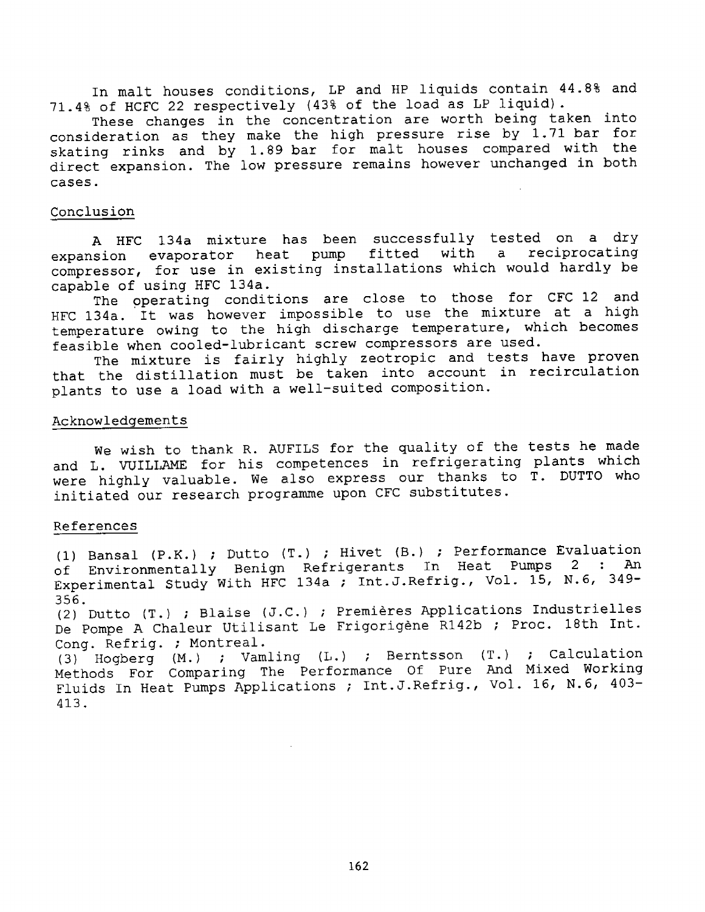In malt houses conditions, LP and HP liquids contain 44.8% and 71.4% of HCFC 22 respectively (43% of the load as LP liquid).

These changes in the concentration are worth being taken into consideration as they make the high pressure rise by 1.71 bar for skating rinks and by 1.89 bar for malt houses compared with the direct expansion. The low pressure remains however unchanged in both cases.

## Conclusion

A HFC 134a mixture has been successfully tested on a dry expansion evaporator heat pump fitted with a reciprocating compressor, for use in existing installations which would hardly be capable of using HFC 134a.

The operating conditions are close to those for CFC 12 and HFC 134a. It was however impossible to use the mixture at a high temperature owing to the high discharge temperature, which becomes feasible when cooled-lubricant screw compressors are used.

The mixture is fairly highly zeotropic and tests have proven that the distillation must be taken into account in recirculation plants to use a load with a well-suited composition.

## Acknowledgements

We wish to thank R. AUFILS for the quality of the tests he made and L. VUILLAME for his competences in refrigerating plants which were highly valuable. We also express our thanks to T. DUTTO who initiated our research programme upon CFC substitutes.

## References

(1) Bansal (P.K.) ; Dutto (T.) ; Hivet (B.) ; Performance Evaluation of Environmentally Benign Refrigerants In Heat Pumps 2 : An Experimental Study With HFC 134a ; Int.J.Refrig., Vol. 15, N.6, 349-356.

(2) Dutto (T.) ; Blaise (J.C.) ; Premières Applications Industrielles De Pompe A Chaleur Utilisant Le Frigorigène R142b ; Proc. 18th Int. Cong. Refrig. ; Montreal.

(3) Hogberg (M.) ; Vamling (L.) ; Berntsson (T.) ; Calculation Methods For Comparing The Performance Of Pure And Mixed Working Fluids In Heat Pumps Applications ; Int.J.Refrig., Vol. 16, N.6, 403-413.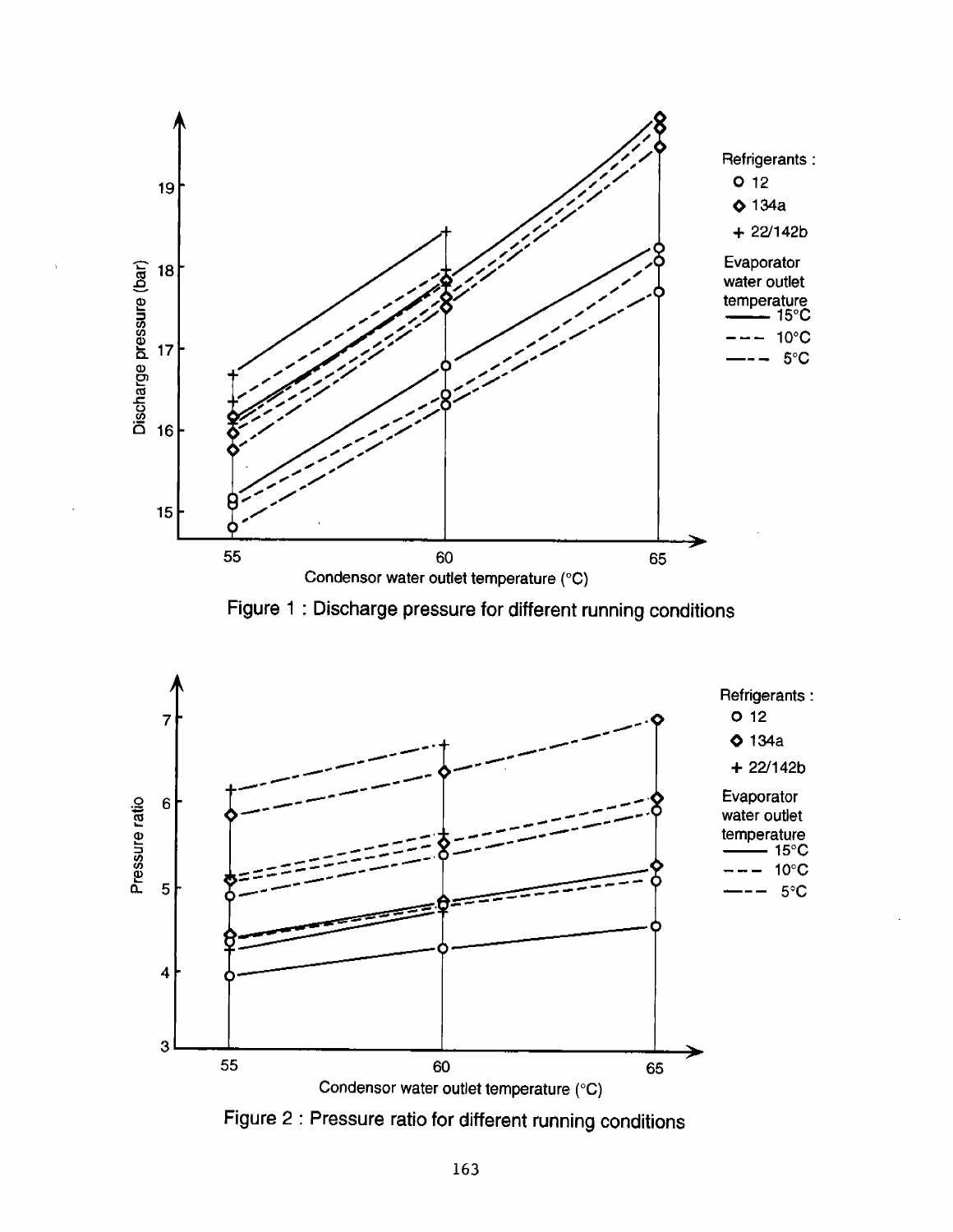Figure 1 : Discharge pressure for different running conditions

Figure 2 : Pressure ratio for different running conditions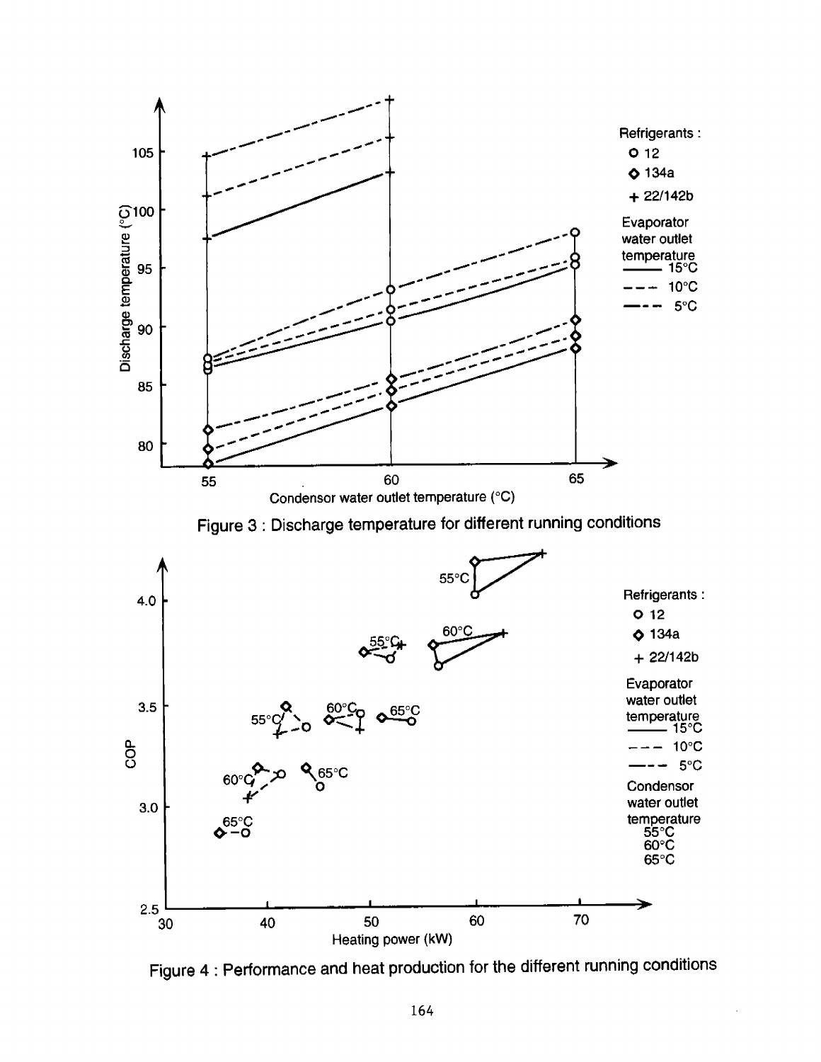105

100

95

90

85

80

Discharge temperature (°C)

55

60

65

Condensor water outlet temperature (°C)

Refrigerants :

O 12

◇ 134a

+ 22/142b

Evaporator water outlet temperature

——— 15°C

- - - 10°C

—-— 5°C

Figure 3 : Discharge temperature for different running conditions

4.0

3.5

3.0

2.5

COP

30

40

50

60

70

Heating power (kW)

55°C

60°C

55°C

55°C

60°C

65°C

60°C

65°C

65°C

Refrigerants :

O 12

◇ 134a

+ 22/142b

Evaporator water outlet temperature

——— 15°C

- - - 10°C

—-— 5°C

Condensor water outlet temperature

55°C

60°C

65°C

Figure 4 : Performance and heat production for the different running conditions